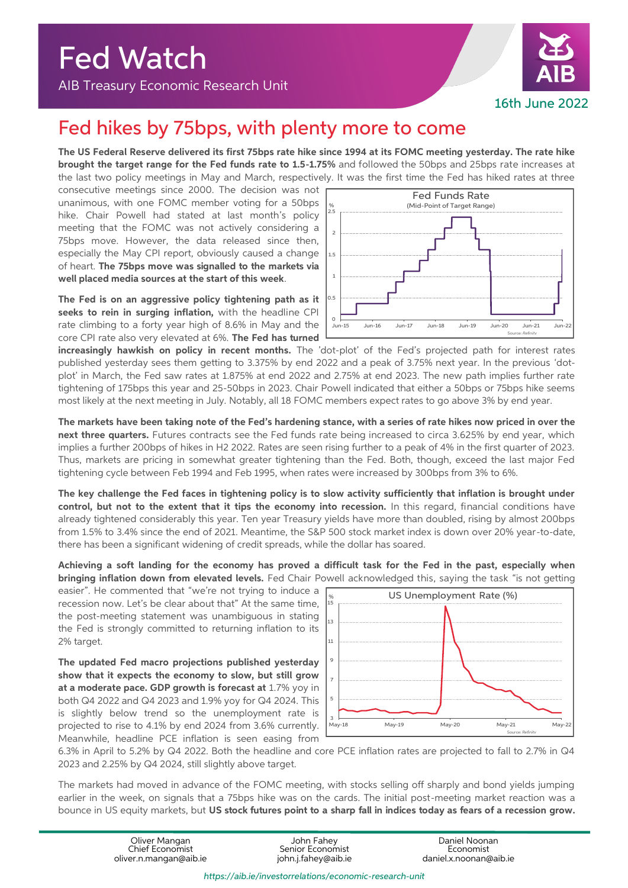# Fed Watch

AIB Treasury Economic Research Unit

16th June 2022

## Fed hikes by 75bps, with plenty more to come

**The US Federal Reserve delivered its first 75bps rate hike since 1994 at its FOMC meeting yesterday. The rate hike brought the target range for the Fed funds rate to 1.5-1.75%** and followed the 50bps and 25bps rate increases at the last two policy meetings in May and March, respectively. It was the first time the Fed has hiked rates at three consecutive meetings since 2000. The decision was not unanimous, with one FOMC member voting for a 50bps hike. Chair Powell had stated at last month's policy meeting that the FOMC was not actively considering a 75bps move. However, the data released since then, especially the May CPI report, obviously caused a change of heart. **The 75bps move was signalled to the markets via well placed media sources at the start of this week**.

**The Fed is on an aggressive policy tightening path as it seeks to rein in surging inflation,** with the headline CPI rate climbing to a forty year high of 8.6% in May and the core CPI rate also very elevated at 6%. **The Fed has turned increasingly hawkish on policy in recent months.** The 'dot-plot' of the Fed's projected path for interest rates published yesterday sees them getting to 3.375% by end 2022 and a peak of 3.75% next year. In the previous 'dot-plot' in March, the Fed saw rates at 1.875% at end 2022 and 2.75% at end 2023. The new path implies further rate tightening of 175bps this year and 25-50bps in 2023. Chair Powell indicated that either a 50bps or 75bps hike seems most likely at the next meeting in July. Notably, all 18 FOMC members expect rates to go above 3% by end year.

**The markets have been taking note of the Fed's hardening stance, with a series of rate hikes now priced in over the next three quarters.** Futures contracts see the Fed funds rate being increased to circa 3.625% by end year, which implies a further 200bps of hikes in H2 2022. Rates are seen rising further to a peak of 4% in the first quarter of 2023. Thus, markets are pricing in somewhat greater tightening than the Fed. Both, though, exceed the last major Fed tightening cycle between Feb 1994 and Feb 1995, when rates were increased by 300bps from 3% to 6%.

**The key challenge the Fed faces in tightening policy is to slow activity sufficiently that inflation is brought under control, but not to the extent that it tips the economy into recession.** In this regard, financial conditions have already tightened considerably this year. Ten year Treasury yields have more than doubled, rising by almost 200bps from 1.5% to 3.4% since the end of 2021. Meantime, the S&P 500 stock market index is down over 20% year-to-date, there has been a significant widening of credit spreads, while the dollar has soared.

**Achieving a soft landing for the economy has proved a difficult task for the Fed in the past, especially when bringing inflation down from elevated levels.** Fed Chair Powell acknowledged this, saying the task "is not getting easier". He commented that "we're not trying to induce a recession now. Let's be clear about that" At the same time, the post-meeting statement was unambiguous in stating the Fed is strongly committed to returning inflation to its 2% target.

**The updated Fed macro projections published yesterday show that it expects the economy to slow, but still grow at a moderate pace. GDP growth is forecast at** 1.7% yoy in both Q4 2022 and Q4 2023 and 1.9% yoy for Q4 2024. This is slightly below trend so the unemployment rate is projected to rise to 4.1% by end 2024 from 3.6% currently. Meanwhile, headline PCE inflation is seen easing from 6.3% in April to 5.2% by Q4 2022. Both the headline and core PCE inflation rates are projected to fall to 2.7% in Q4 2023 and 2.25% by Q4 2024, still slightly above target.

The markets had moved in advance of the FOMC meeting, with stocks selling off sharply and bond yields jumping earlier in the week, on signals that a 75bps hike was on the cards. The initial post-meeting market reaction was a bounce in US equity markets, but **US stock futures point to a sharp fall in indices today as fears of a recession grow.**

Oliver Mangan, Chief Economist, oliver.n.mangan@aib.ie
John Fahey, Senior Economist, john.j.fahey@aib.ie
Daniel Noonan, Economist, daniel.x.noonan@aib.ie

https://aib.ie/investorrelations/economic-research-unit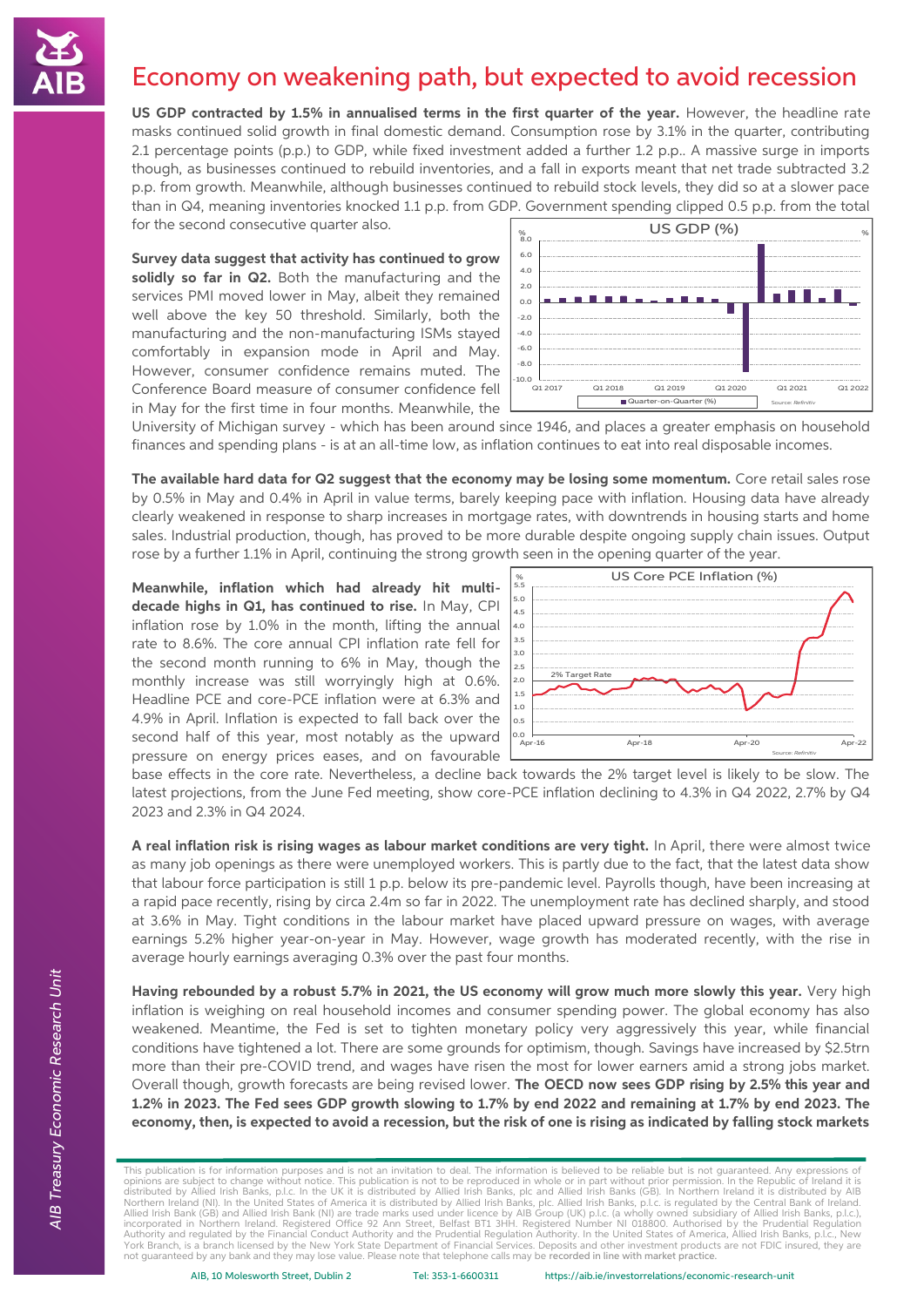# Economy on weakening path, but expected to avoid recession

**US GDP contracted by 1.5% in annualised terms in the first quarter of the year.** However, the headline rate masks continued solid growth in final domestic demand. Consumption rose by 3.1% in the quarter, contributing 2.1 percentage points (p.p.) to GDP, while fixed investment added a further 1.2 p.p.. A massive surge in imports though, as businesses continued to rebuild inventories, and a fall in exports meant that net trade subtracted 3.2 p.p. from growth. Meanwhile, although businesses continued to rebuild stock levels, they did so at a slower pace than in Q4, meaning inventories knocked 1.1 p.p. from GDP. Government spending clipped 0.5 p.p. from the total for the second consecutive quarter also.

US GDP (%)

%
8.0
6.0
4.0
2.0
0.0
-2.0
-4.0
-6.0
-8.0
-10.0

Q1 2017
Q1 2018
Q1 2019
Q1 2020
Q1 2021
Q1 2022

Quarter-on-Quarter (%)

Source: Refinitiv

**Survey data suggest that activity has continued to grow solidly so far in Q2.** Both the manufacturing and the services PMI moved lower in May, albeit they remained well above the key 50 threshold. Similarly, both the manufacturing and the non-manufacturing ISMs stayed comfortably in expansion mode in April and May. However, consumer confidence remains muted. The Conference Board measure of consumer confidence fell in May for the first time in four months. Meanwhile, the University of Michigan survey - which has been around since 1946, and places a greater emphasis on household finances and spending plans - is at an all-time low, as inflation continues to eat into real disposable incomes.

**The available hard data for Q2 suggest that the economy may be losing some momentum.** Core retail sales rose by 0.5% in May and 0.4% in April in value terms, barely keeping pace with inflation. Housing data have already clearly weakened in response to sharp increases in mortgage rates, with downtrends in housing starts and home sales. Industrial production, though, has proved to be more durable despite ongoing supply chain issues. Output rose by a further 1.1% in April, continuing the strong growth seen in the opening quarter of the year.

**Meanwhile, inflation which had already hit multi-decade highs in Q1, has continued to rise.** In May, CPI inflation rose by 1.0% in the month, lifting the annual rate to 8.6%. The core annual CPI inflation rate fell for the second month running to 6% in May, though the monthly increase was still worryingly high at 0.6%. Headline PCE and core-PCE inflation were at 6.3% and 4.9% in April. Inflation is expected to fall back over the second half of this year, most notably as the upward pressure on energy prices eases, and on favourable base effects in the core rate. Nevertheless, a decline back towards the 2% target level is likely to be slow. The latest projections, from the June Fed meeting, show core-PCE inflation declining to 4.3% in Q4 2022, 2.7% by Q4 2023 and 2.3% in Q4 2024.

US Core PCE Inflation (%)

%
5.5
5.0
4.5
4.0
3.5
3.0
2.5
2.0
1.5
1.0
0.5
0.0

2% Target Rate

Apr-16
Apr-18
Apr-20
Apr-22

Source: Refinitiv

**A real inflation risk is rising wages as labour market conditions are very tight.** In April, there were almost twice as many job openings as there were unemployed workers. This is partly due to the fact, that the latest data show that labour force participation is still 1 p.p. below its pre-pandemic level. Payrolls though, have been increasing at a rapid pace recently, rising by circa 2.4m so far in 2022. The unemployment rate has declined sharply, and stood at 3.6% in May. Tight conditions in the labour market have placed upward pressure on wages, with average earnings 5.2% higher year-on-year in May. However, wage growth has moderated recently, with the rise in average hourly earnings averaging 0.3% over the past four months.

**Having rebounded by a robust 5.7% in 2021, the US economy will grow much more slowly this year.** Very high inflation is weighing on real household incomes and consumer spending power. The global economy has also weakened. Meantime, the Fed is set to tighten monetary policy very aggressively this year, while financial conditions have tightened a lot. There are some grounds for optimism, though. Savings have increased by $2.5trn more than their pre-COVID trend, and wages have risen the most for lower earners amid a strong jobs market. Overall though, growth forecasts are being revised lower. **The OECD now sees GDP rising by 2.5% this year and 1.2% in 2023. The Fed sees GDP growth slowing to 1.7% by end 2022 and remaining at 1.7% by end 2023. The economy, then, is expected to avoid a recession, but the risk of one is rising as indicated by falling stock markets**

This publication is for information purposes and is not an invitation to deal. The information is believed to be reliable but is not guaranteed. Any expressions of opinions are subject to change without notice. This publication is not to be reproduced in whole or in part without prior permission. In the Republic of Ireland it is distributed by Allied Irish Banks, p.l.c. In the UK it is distributed by Allied Irish Banks, plc and Allied Irish Banks (GB). In Northern Ireland it is distributed by AIB Northern Ireland (NI). In the United States of America it is distributed by Allied Irish Banks, plc. Allied Irish Banks, p.l.c. is regulated by the Central Bank of Ireland. Allied Irish Bank (GB) and Allied Irish Bank (NI) are trade marks used under licence by AIB Group (UK) p.l.c. (a wholly owned subsidiary of Allied Irish Banks, p.l.c.), incorporated in Northern Ireland. Registered Office 92 Ann Street, Belfast BT1 3HH. Registered Number NI 018800. Authorised by the Prudential Regulation Authority and regulated by the Financial Conduct Authority and the Prudential Regulation Authority. In the United States of America, Allied Irish Banks, p.l.c., New York Branch, is a branch licensed by the New York State Department of Financial Services. Deposits and other investment products are not FDIC insured, they are not guaranteed by any bank and they may lose value. Please note that telephone calls may be recorded in line with market practice.

AIB, 10 Molesworth Street, Dublin 2 Tel: 353-1-6600311 https://aib.ie/investorrelations/economic-research-unit